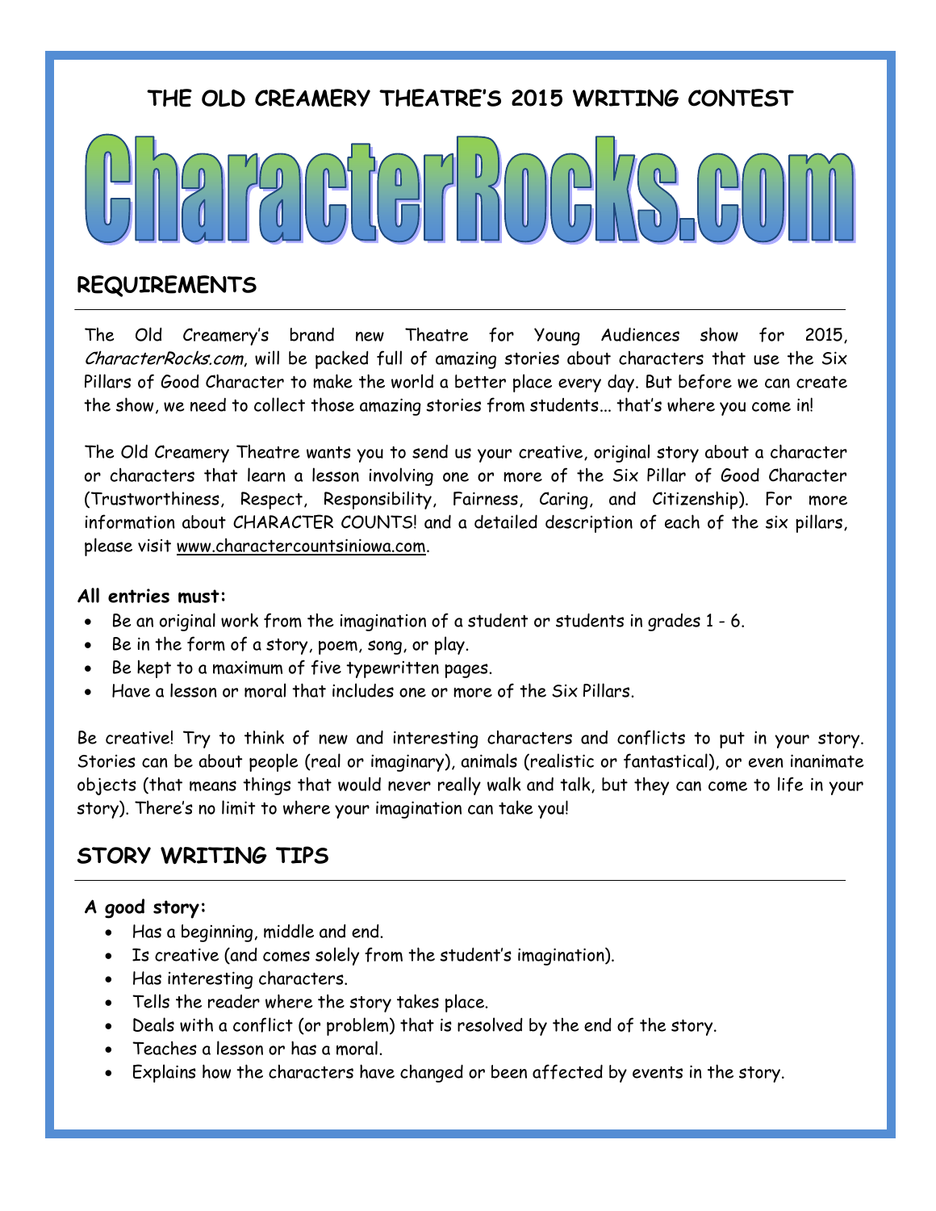## THE OLD CREAMERY THEATRE'S 2015 WRITING CONTEST

# CharacterRocks.com

## REQUIREMENTS

The Old Creamery's brand new Theatre for Young Audiences show for 2015, *CharacterRocks.com*, will be packed full of amazing stories about characters that use the Six Pillars of Good Character to make the world a better place every day. But before we can create the show, we need to collect those amazing stories from students... that's where you come in!

The Old Creamery Theatre wants you to send us your creative, original story about a character or characters that learn a lesson involving one or more of the Six Pillar of Good Character (Trustworthiness, Respect, Responsibility, Fairness, Caring, and Citizenship). For more information about CHARACTER COUNTS! and a detailed description of each of the six pillars, please visit www.charactercountsiniowa.com.

**All entries must:**

- Be an original work from the imagination of a student or students in grades 1 - 6.
- Be in the form of a story, poem, song, or play.
- Be kept to a maximum of five typewritten pages.
- Have a lesson or moral that includes one or more of the Six Pillars.

Be creative! Try to think of new and interesting characters and conflicts to put in your story. Stories can be about people (real or imaginary), animals (realistic or fantastical), or even inanimate objects (that means things that would never really walk and talk, but they can come to life in your story). There's no limit to where your imagination can take you!

## STORY WRITING TIPS

**A good story:**

- Has a beginning, middle and end.
- Is creative (and comes solely from the student's imagination).
- Has interesting characters.
- Tells the reader where the story takes place.
- Deals with a conflict (or problem) that is resolved by the end of the story.
- Teaches a lesson or has a moral.
- Explains how the characters have changed or been affected by events in the story.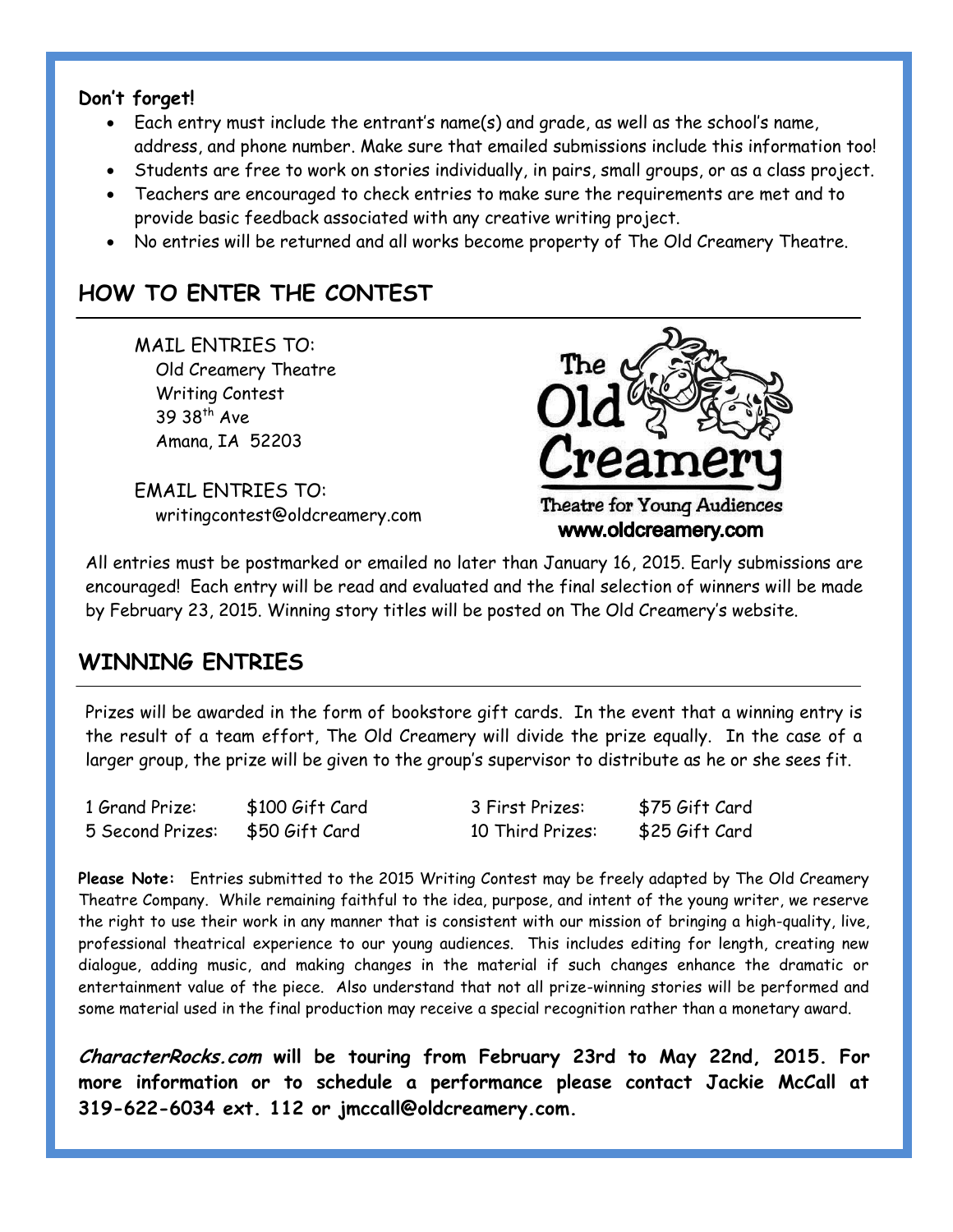**Don't forget!**

- Each entry must include the entrant's name(s) and grade, as well as the school's name, address, and phone number. Make sure that emailed submissions include this information too!
- Students are free to work on stories individually, in pairs, small groups, or as a class project.
- Teachers are encouraged to check entries to make sure the requirements are met and to provide basic feedback associated with any creative writing project.
- No entries will be returned and all works become property of The Old Creamery Theatre.

## HOW TO ENTER THE CONTEST

MAIL ENTRIES TO:
Old Creamery Theatre
Writing Contest
39 38th Ave
Amana, IA 52203

EMAIL ENTRIES TO:
writingcontest@oldcreamery.com

The Old Creamery
Theatre for Young Audiences
www.oldcreamery.com

All entries must be postmarked or emailed no later than January 16, 2015. Early submissions are encouraged! Each entry will be read and evaluated and the final selection of winners will be made by February 23, 2015. Winning story titles will be posted on The Old Creamery's website.

## WINNING ENTRIES

Prizes will be awarded in the form of bookstore gift cards. In the event that a winning entry is the result of a team effort, The Old Creamery will divide the prize equally. In the case of a larger group, the prize will be given to the group's supervisor to distribute as he or she sees fit.

| | | | |
|---|---|---|---|
| 1 Grand Prize: | $100 Gift Card | 3 First Prizes: | $75 Gift Card |
| 5 Second Prizes: | $50 Gift Card | 10 Third Prizes: | $25 Gift Card |

**Please Note:** Entries submitted to the 2015 Writing Contest may be freely adapted by The Old Creamery Theatre Company. While remaining faithful to the idea, purpose, and intent of the young writer, we reserve the right to use their work in any manner that is consistent with our mission of bringing a high-quality, live, professional theatrical experience to our young audiences. This includes editing for length, creating new dialogue, adding music, and making changes in the material if such changes enhance the dramatic or entertainment value of the piece. Also understand that not all prize-winning stories will be performed and some material used in the final production may receive a special recognition rather than a monetary award.

***CharacterRocks.com*** **will be touring from February 23rd to May 22nd, 2015. For more information or to schedule a performance please contact Jackie McCall at 319-622-6034 ext. 112 or jmccall@oldcreamery.com.**